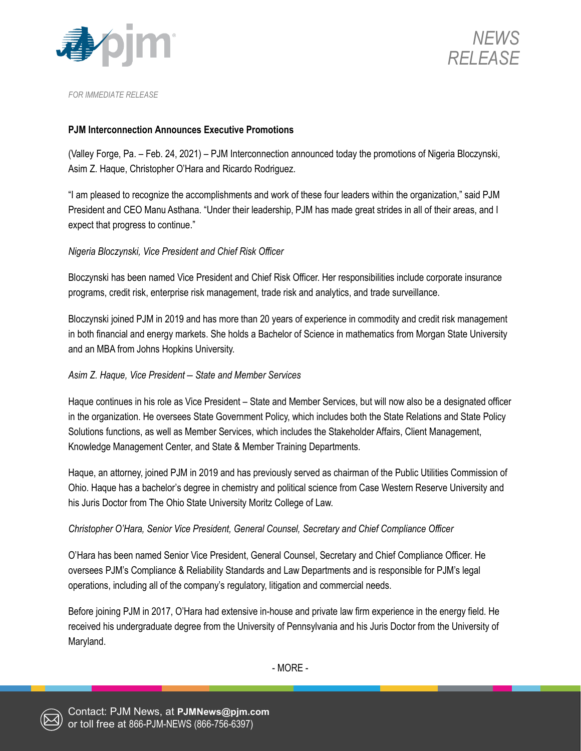NEWS RELEASE

*FOR IMMEDIATE RELEASE*

**PJM Interconnection Announces Executive Promotions**

(Valley Forge, Pa. – Feb. 24, 2021) – PJM Interconnection announced today the promotions of Nigeria Bloczynski, Asim Z. Haque, Christopher O'Hara and Ricardo Rodriguez.

"I am pleased to recognize the accomplishments and work of these four leaders within the organization," said PJM President and CEO Manu Asthana. "Under their leadership, PJM has made great strides in all of their areas, and I expect that progress to continue."

*Nigeria Bloczynski, Vice President and Chief Risk Officer*

Bloczynski has been named Vice President and Chief Risk Officer. Her responsibilities include corporate insurance programs, credit risk, enterprise risk management, trade risk and analytics, and trade surveillance.

Bloczynski joined PJM in 2019 and has more than 20 years of experience in commodity and credit risk management in both financial and energy markets. She holds a Bachelor of Science in mathematics from Morgan State University and an MBA from Johns Hopkins University.

*Asim Z. Haque, Vice President – State and Member Services*

Haque continues in his role as Vice President – State and Member Services, but will now also be a designated officer in the organization. He oversees State Government Policy, which includes both the State Relations and State Policy Solutions functions, as well as Member Services, which includes the Stakeholder Affairs, Client Management, Knowledge Management Center, and State & Member Training Departments.

Haque, an attorney, joined PJM in 2019 and has previously served as chairman of the Public Utilities Commission of Ohio. Haque has a bachelor's degree in chemistry and political science from Case Western Reserve University and his Juris Doctor from The Ohio State University Moritz College of Law.

*Christopher O'Hara, Senior Vice President, General Counsel, Secretary and Chief Compliance Officer*

O'Hara has been named Senior Vice President, General Counsel, Secretary and Chief Compliance Officer. He oversees PJM's Compliance & Reliability Standards and Law Departments and is responsible for PJM's legal operations, including all of the company's regulatory, litigation and commercial needs.

Before joining PJM in 2017, O'Hara had extensive in-house and private law firm experience in the energy field. He received his undergraduate degree from the University of Pennsylvania and his Juris Doctor from the University of Maryland.

- MORE -

Contact: PJM News, at **PJMNews@pjm.com** or toll free at 866-PJM-NEWS (866-756-6397)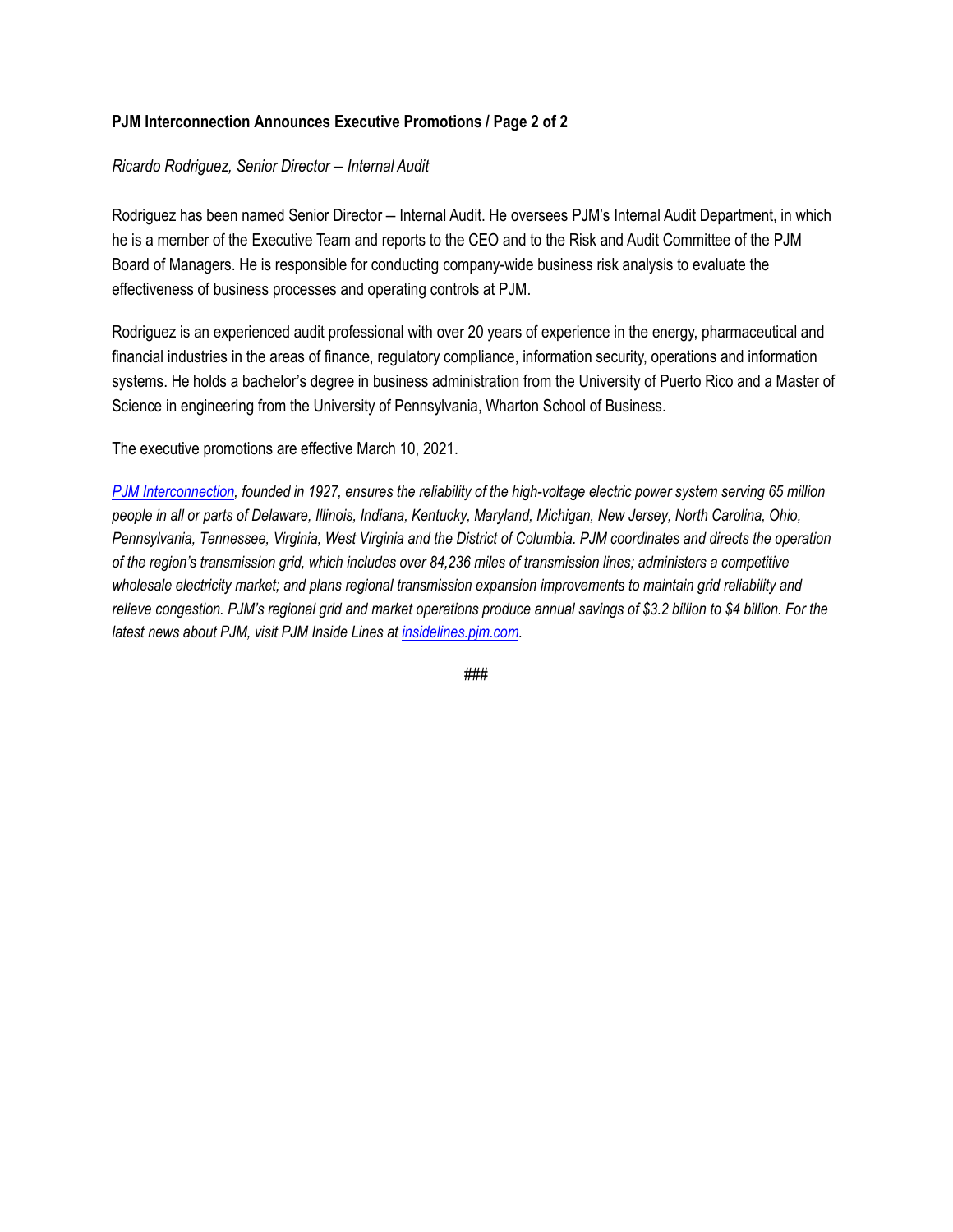*Ricardo Rodriguez, Senior Director – Internal Audit*

Rodriguez has been named Senior Director – Internal Audit. He oversees PJM's Internal Audit Department, in which he is a member of the Executive Team and reports to the CEO and to the Risk and Audit Committee of the PJM Board of Managers. He is responsible for conducting company-wide business risk analysis to evaluate the effectiveness of business processes and operating controls at PJM.

Rodriguez is an experienced audit professional with over 20 years of experience in the energy, pharmaceutical and financial industries in the areas of finance, regulatory compliance, information security, operations and information systems. He holds a bachelor's degree in business administration from the University of Puerto Rico and a Master of Science in engineering from the University of Pennsylvania, Wharton School of Business.

The executive promotions are effective March 10, 2021.

*PJM Interconnection, founded in 1927, ensures the reliability of the high-voltage electric power system serving 65 million people in all or parts of Delaware, Illinois, Indiana, Kentucky, Maryland, Michigan, New Jersey, North Carolina, Ohio, Pennsylvania, Tennessee, Virginia, West Virginia and the District of Columbia. PJM coordinates and directs the operation of the region's transmission grid, which includes over 84,236 miles of transmission lines; administers a competitive wholesale electricity market; and plans regional transmission expansion improvements to maintain grid reliability and relieve congestion. PJM's regional grid and market operations produce annual savings of $3.2 billion to $4 billion. For the latest news about PJM, visit PJM Inside Lines at insidelines.pjm.com.*

###